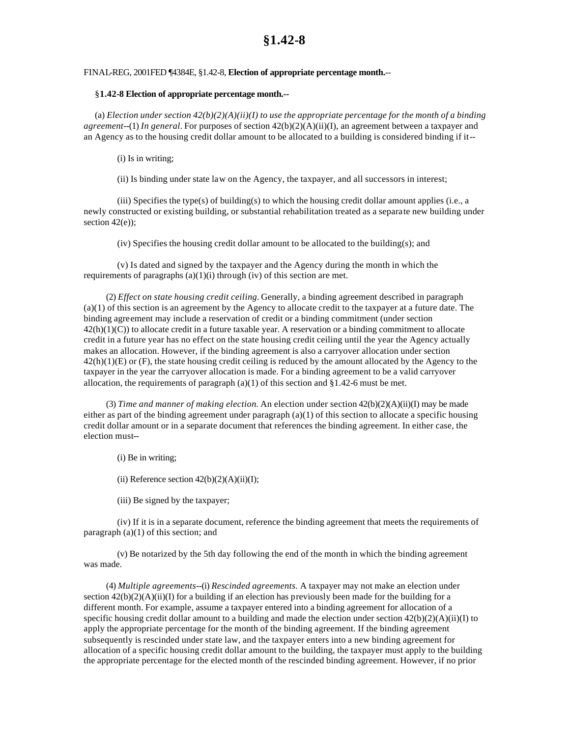# §1.42-8

FINAL-REG, 2001FED ¶4384E, §1.42-8, **Election of appropriate percentage month.**--

§**1.42-8 Election of appropriate percentage month.--**

(a) *Election under section 42(b)(2)(A)(ii)(I) to use the appropriate percentage for the month of a binding agreement*--(1) *In general*. For purposes of section 42(b)(2)(A)(ii)(I), an agreement between a taxpayer and an Agency as to the housing credit dollar amount to be allocated to a building is considered binding if it--

(i) Is in writing;

(ii) Is binding under state law on the Agency, the taxpayer, and all successors in interest;

(iii) Specifies the type(s) of building(s) to which the housing credit dollar amount applies (i.e., a newly constructed or existing building, or substantial rehabilitation treated as a separate new building under section 42(e));

(iv) Specifies the housing credit dollar amount to be allocated to the building(s); and

(v) Is dated and signed by the taxpayer and the Agency during the month in which the requirements of paragraphs (a)(1)(i) through (iv) of this section are met.

(2) *Effect on state housing credit ceiling*. Generally, a binding agreement described in paragraph (a)(1) of this section is an agreement by the Agency to allocate credit to the taxpayer at a future date. The binding agreement may include a reservation of credit or a binding commitment (under section 42(h)(1)(C)) to allocate credit in a future taxable year. A reservation or a binding commitment to allocate credit in a future year has no effect on the state housing credit ceiling until the year the Agency actually makes an allocation. However, if the binding agreement is also a carryover allocation under section 42(h)(1)(E) or (F), the state housing credit ceiling is reduced by the amount allocated by the Agency to the taxpayer in the year the carryover allocation is made. For a binding agreement to be a valid carryover allocation, the requirements of paragraph (a)(1) of this section and §1.42-6 must be met.

(3) *Time and manner of making election*. An election under section 42(b)(2)(A)(ii)(I) may be made either as part of the binding agreement under paragraph (a)(1) of this section to allocate a specific housing credit dollar amount or in a separate document that references the binding agreement. In either case, the election must--

(i) Be in writing;

(ii) Reference section 42(b)(2)(A)(ii)(I);

(iii) Be signed by the taxpayer;

(iv) If it is in a separate document, reference the binding agreement that meets the requirements of paragraph (a)(1) of this section; and

(v) Be notarized by the 5th day following the end of the month in which the binding agreement was made.

(4) *Multiple agreements*--(i) *Rescinded agreements*. A taxpayer may not make an election under section 42(b)(2)(A)(ii)(I) for a building if an election has previously been made for the building for a different month. For example, assume a taxpayer entered into a binding agreement for allocation of a specific housing credit dollar amount to a building and made the election under section 42(b)(2)(A)(ii)(I) to apply the appropriate percentage for the month of the binding agreement. If the binding agreement subsequently is rescinded under state law, and the taxpayer enters into a new binding agreement for allocation of a specific housing credit dollar amount to the building, the taxpayer must apply to the building the appropriate percentage for the elected month of the rescinded binding agreement. However, if no prior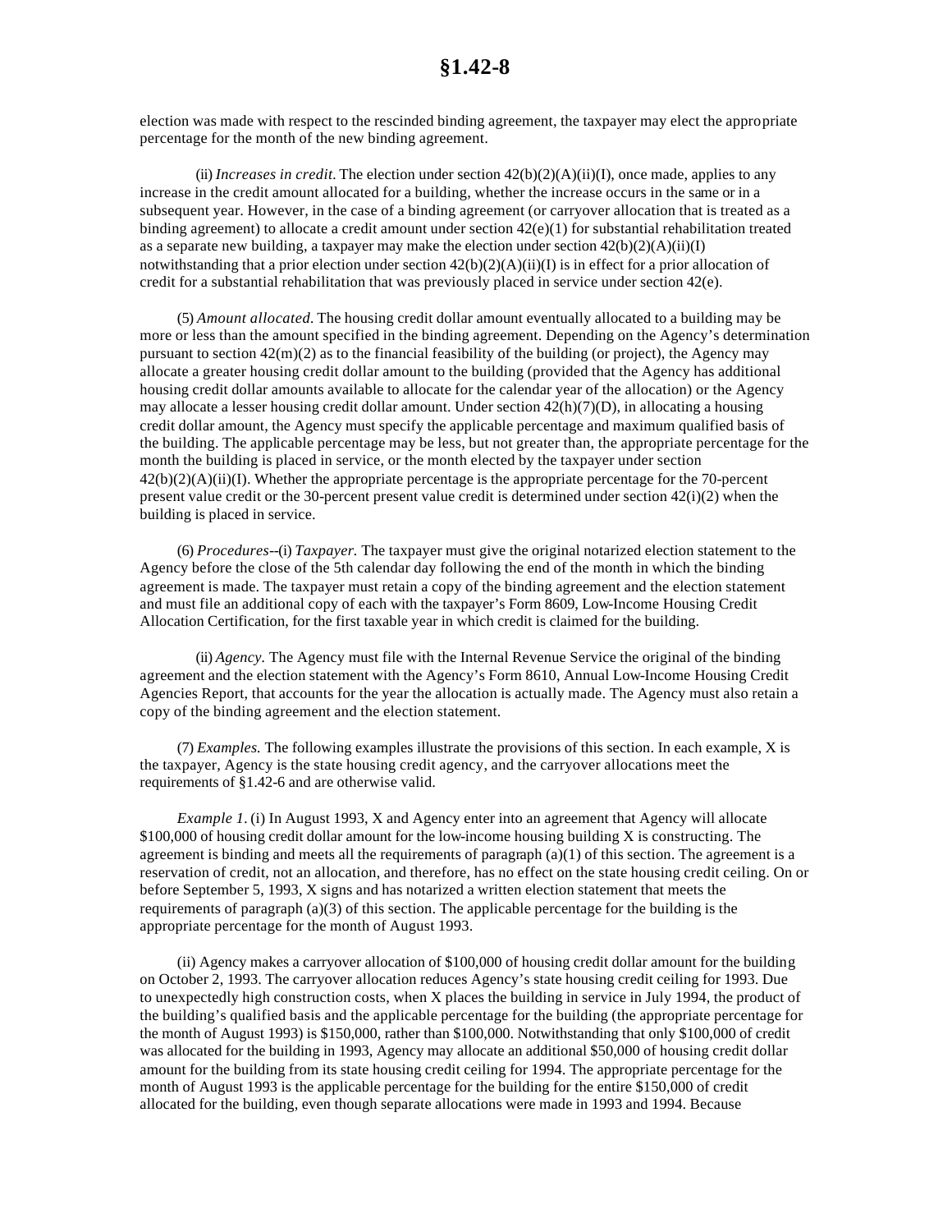election was made with respect to the rescinded binding agreement, the taxpayer may elect the appropriate percentage for the month of the new binding agreement.

(ii) *Increases in credit.* The election under section 42(b)(2)(A)(ii)(I), once made, applies to any increase in the credit amount allocated for a building, whether the increase occurs in the same or in a subsequent year. However, in the case of a binding agreement (or carryover allocation that is treated as a binding agreement) to allocate a credit amount under section 42(e)(1) for substantial rehabilitation treated as a separate new building, a taxpayer may make the election under section 42(b)(2)(A)(ii)(I) notwithstanding that a prior election under section 42(b)(2)(A)(ii)(I) is in effect for a prior allocation of credit for a substantial rehabilitation that was previously placed in service under section 42(e).

(5) *Amount allocated.* The housing credit dollar amount eventually allocated to a building may be more or less than the amount specified in the binding agreement. Depending on the Agency's determination pursuant to section 42(m)(2) as to the financial feasibility of the building (or project), the Agency may allocate a greater housing credit dollar amount to the building (provided that the Agency has additional housing credit dollar amounts available to allocate for the calendar year of the allocation) or the Agency may allocate a lesser housing credit dollar amount. Under section 42(h)(7)(D), in allocating a housing credit dollar amount, the Agency must specify the applicable percentage and maximum qualified basis of the building. The applicable percentage may be less, but not greater than, the appropriate percentage for the month the building is placed in service, or the month elected by the taxpayer under section 42(b)(2)(A)(ii)(I). Whether the appropriate percentage is the appropriate percentage for the 70-percent present value credit or the 30-percent present value credit is determined under section 42(i)(2) when the building is placed in service.

(6) *Procedures*--(i) *Taxpayer.* The taxpayer must give the original notarized election statement to the Agency before the close of the 5th calendar day following the end of the month in which the binding agreement is made. The taxpayer must retain a copy of the binding agreement and the election statement and must file an additional copy of each with the taxpayer's Form 8609, Low-Income Housing Credit Allocation Certification, for the first taxable year in which credit is claimed for the building.

(ii) *Agency.* The Agency must file with the Internal Revenue Service the original of the binding agreement and the election statement with the Agency's Form 8610, Annual Low-Income Housing Credit Agencies Report, that accounts for the year the allocation is actually made. The Agency must also retain a copy of the binding agreement and the election statement.

(7) *Examples.* The following examples illustrate the provisions of this section. In each example, X is the taxpayer, Agency is the state housing credit agency, and the carryover allocations meet the requirements of §1.42-6 and are otherwise valid.

*Example 1.* (i) In August 1993, X and Agency enter into an agreement that Agency will allocate $100,000 of housing credit dollar amount for the low-income housing building X is constructing. The agreement is binding and meets all the requirements of paragraph (a)(1) of this section. The agreement is a reservation of credit, not an allocation, and therefore, has no effect on the state housing credit ceiling. On or before September 5, 1993, X signs and has notarized a written election statement that meets the requirements of paragraph (a)(3) of this section. The applicable percentage for the building is the appropriate percentage for the month of August 1993.

(ii) Agency makes a carryover allocation of $100,000 of housing credit dollar amount for the building on October 2, 1993. The carryover allocation reduces Agency's state housing credit ceiling for 1993. Due to unexpectedly high construction costs, when X places the building in service in July 1994, the product of the building's qualified basis and the applicable percentage for the building (the appropriate percentage for the month of August 1993) is $150,000, rather than $100,000. Notwithstanding that only $100,000 of credit was allocated for the building in 1993, Agency may allocate an additional $50,000 of housing credit dollar amount for the building from its state housing credit ceiling for 1994. The appropriate percentage for the month of August 1993 is the applicable percentage for the building for the entire $150,000 of credit allocated for the building, even though separate allocations were made in 1993 and 1994. Because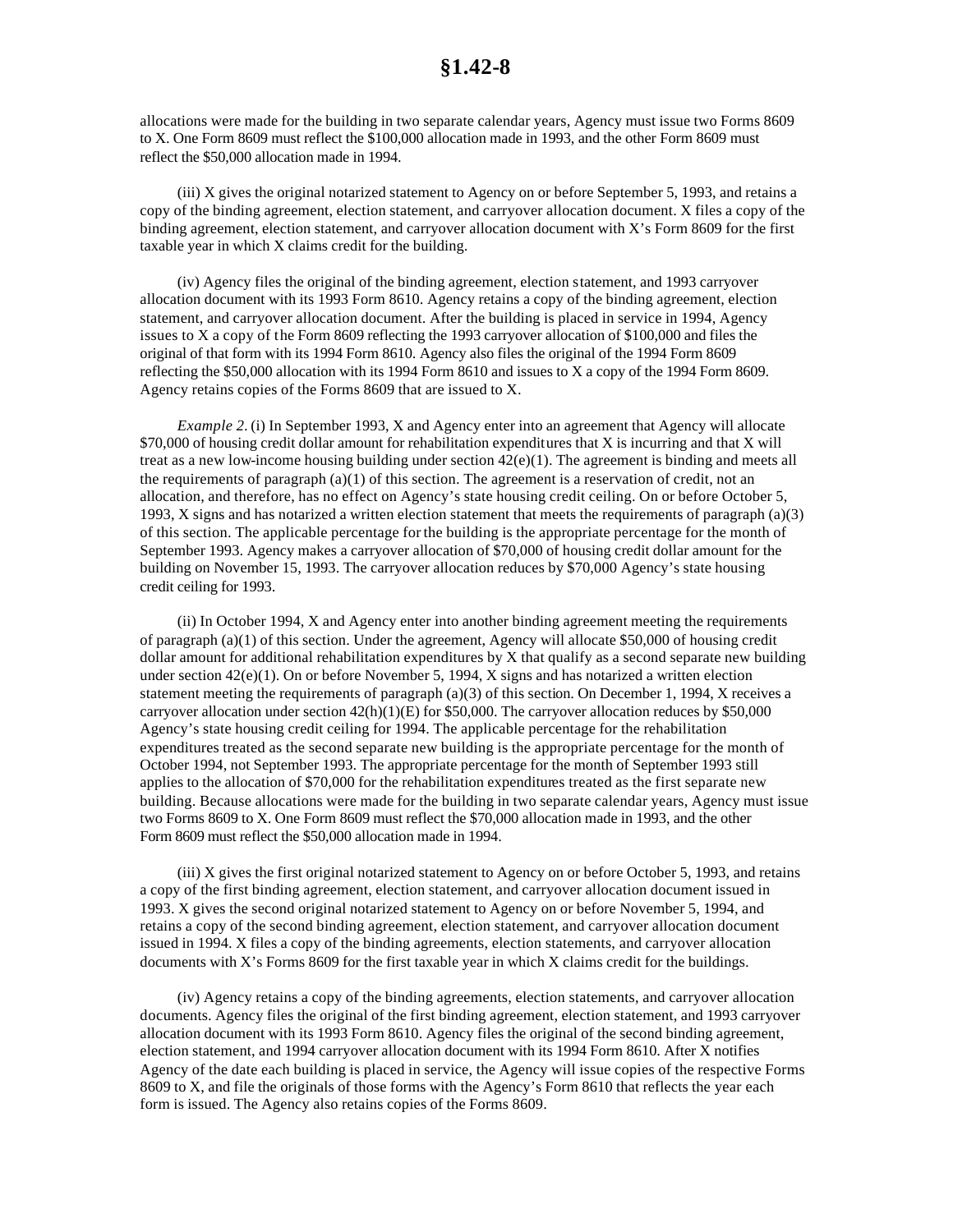allocations were made for the building in two separate calendar years, Agency must issue two Forms 8609 to X. One Form 8609 must reflect the $100,000 allocation made in 1993, and the other Form 8609 must reflect the $50,000 allocation made in 1994.

(iii) X gives the original notarized statement to Agency on or before September 5, 1993, and retains a copy of the binding agreement, election statement, and carryover allocation document. X files a copy of the binding agreement, election statement, and carryover allocation document with X's Form 8609 for the first taxable year in which X claims credit for the building.

(iv) Agency files the original of the binding agreement, election statement, and 1993 carryover allocation document with its 1993 Form 8610. Agency retains a copy of the binding agreement, election statement, and carryover allocation document. After the building is placed in service in 1994, Agency issues to X a copy of the Form 8609 reflecting the 1993 carryover allocation of $100,000 and files the original of that form with its 1994 Form 8610. Agency also files the original of the 1994 Form 8609 reflecting the $50,000 allocation with its 1994 Form 8610 and issues to X a copy of the 1994 Form 8609. Agency retains copies of the Forms 8609 that are issued to X.

*Example 2*. (i) In September 1993, X and Agency enter into an agreement that Agency will allocate $70,000 of housing credit dollar amount for rehabilitation expenditures that X is incurring and that X will treat as a new low-income housing building under section 42(e)(1). The agreement is binding and meets all the requirements of paragraph (a)(1) of this section. The agreement is a reservation of credit, not an allocation, and therefore, has no effect on Agency's state housing credit ceiling. On or before October 5, 1993, X signs and has notarized a written election statement that meets the requirements of paragraph (a)(3) of this section. The applicable percentage for the building is the appropriate percentage for the month of September 1993. Agency makes a carryover allocation of $70,000 of housing credit dollar amount for the building on November 15, 1993. The carryover allocation reduces by $70,000 Agency's state housing credit ceiling for 1993.

(ii) In October 1994, X and Agency enter into another binding agreement meeting the requirements of paragraph (a)(1) of this section. Under the agreement, Agency will allocate $50,000 of housing credit dollar amount for additional rehabilitation expenditures by X that qualify as a second separate new building under section 42(e)(1). On or before November 5, 1994, X signs and has notarized a written election statement meeting the requirements of paragraph (a)(3) of this section. On December 1, 1994, X receives a carryover allocation under section 42(h)(1)(E) for $50,000. The carryover allocation reduces by $50,000 Agency's state housing credit ceiling for 1994. The applicable percentage for the rehabilitation expenditures treated as the second separate new building is the appropriate percentage for the month of October 1994, not September 1993. The appropriate percentage for the month of September 1993 still applies to the allocation of $70,000 for the rehabilitation expenditures treated as the first separate new building. Because allocations were made for the building in two separate calendar years, Agency must issue two Forms 8609 to X. One Form 8609 must reflect the $70,000 allocation made in 1993, and the other Form 8609 must reflect the $50,000 allocation made in 1994.

(iii) X gives the first original notarized statement to Agency on or before October 5, 1993, and retains a copy of the first binding agreement, election statement, and carryover allocation document issued in 1993. X gives the second original notarized statement to Agency on or before November 5, 1994, and retains a copy of the second binding agreement, election statement, and carryover allocation document issued in 1994. X files a copy of the binding agreements, election statements, and carryover allocation documents with X's Forms 8609 for the first taxable year in which X claims credit for the buildings.

(iv) Agency retains a copy of the binding agreements, election statements, and carryover allocation documents. Agency files the original of the first binding agreement, election statement, and 1993 carryover allocation document with its 1993 Form 8610. Agency files the original of the second binding agreement, election statement, and 1994 carryover allocation document with its 1994 Form 8610. After X notifies Agency of the date each building is placed in service, the Agency will issue copies of the respective Forms 8609 to X, and file the originals of those forms with the Agency's Form 8610 that reflects the year each form is issued. The Agency also retains copies of the Forms 8609.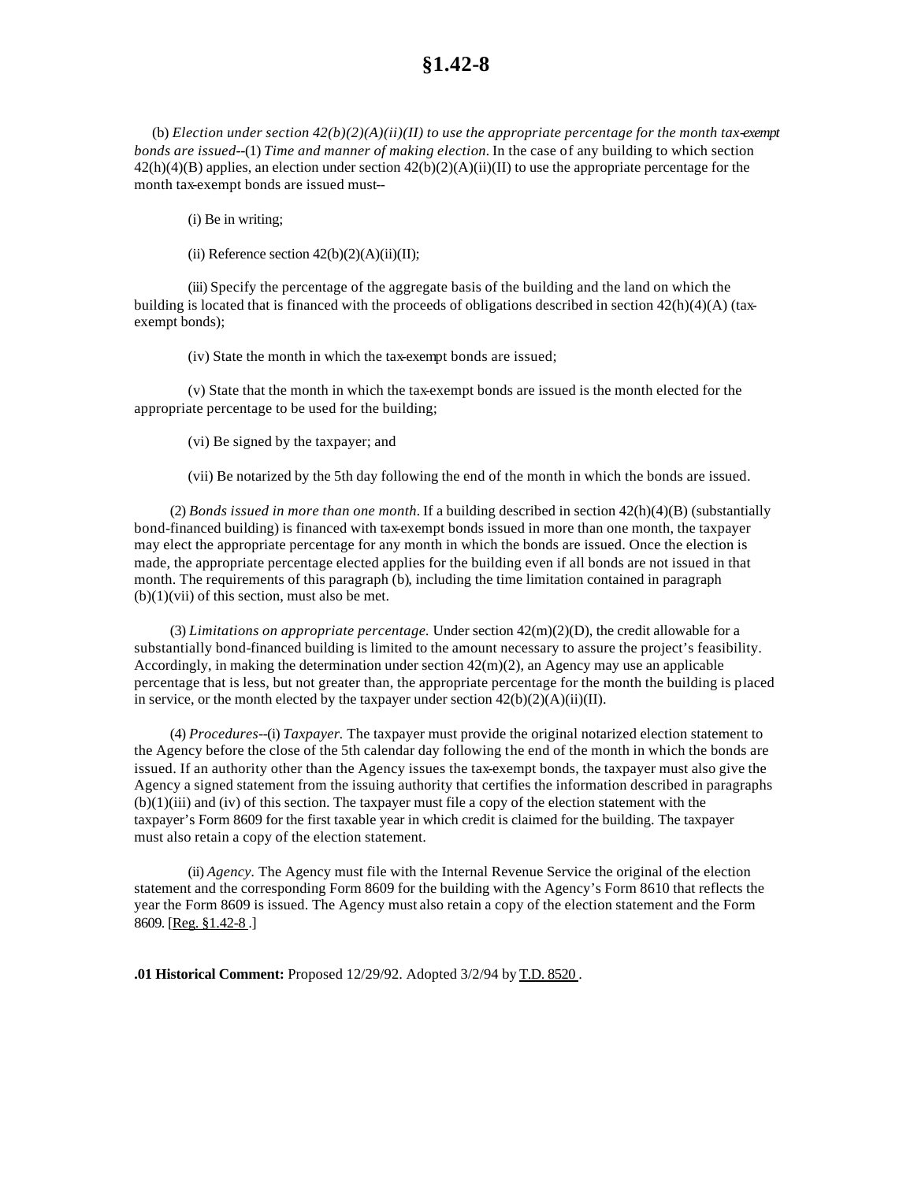# §1.42-8

(b) *Election under section 42(b)(2)(A)(ii)(II) to use the appropriate percentage for the month tax-exempt bonds are issued*--(1) *Time and manner of making election.* In the case of any building to which section 42(h)(4)(B) applies, an election under section 42(b)(2)(A)(ii)(II) to use the appropriate percentage for the month tax-exempt bonds are issued must--

(i) Be in writing;

(ii) Reference section 42(b)(2)(A)(ii)(II);

(iii) Specify the percentage of the aggregate basis of the building and the land on which the building is located that is financed with the proceeds of obligations described in section 42(h)(4)(A) (tax-exempt bonds);

(iv) State the month in which the tax-exempt bonds are issued;

(v) State that the month in which the tax-exempt bonds are issued is the month elected for the appropriate percentage to be used for the building;

(vi) Be signed by the taxpayer; and

(vii) Be notarized by the 5th day following the end of the month in which the bonds are issued.

(2) *Bonds issued in more than one month.* If a building described in section 42(h)(4)(B) (substantially bond-financed building) is financed with tax-exempt bonds issued in more than one month, the taxpayer may elect the appropriate percentage for any month in which the bonds are issued. Once the election is made, the appropriate percentage elected applies for the building even if all bonds are not issued in that month. The requirements of this paragraph (b), including the time limitation contained in paragraph (b)(1)(vii) of this section, must also be met.

(3) *Limitations on appropriate percentage.* Under section 42(m)(2)(D), the credit allowable for a substantially bond-financed building is limited to the amount necessary to assure the project's feasibility. Accordingly, in making the determination under section 42(m)(2), an Agency may use an applicable percentage that is less, but not greater than, the appropriate percentage for the month the building is placed in service, or the month elected by the taxpayer under section 42(b)(2)(A)(ii)(II).

(4) *Procedures*--(i) *Taxpayer.* The taxpayer must provide the original notarized election statement to the Agency before the close of the 5th calendar day following the end of the month in which the bonds are issued. If an authority other than the Agency issues the tax-exempt bonds, the taxpayer must also give the Agency a signed statement from the issuing authority that certifies the information described in paragraphs (b)(1)(iii) and (iv) of this section. The taxpayer must file a copy of the election statement with the taxpayer's Form 8609 for the first taxable year in which credit is claimed for the building. The taxpayer must also retain a copy of the election statement.

(ii) *Agency.* The Agency must file with the Internal Revenue Service the original of the election statement and the corresponding Form 8609 for the building with the Agency's Form 8610 that reflects the year the Form 8609 is issued. The Agency must also retain a copy of the election statement and the Form 8609. [Reg. §1.42-8 .]

**.01 Historical Comment:** Proposed 12/29/92. Adopted 3/2/94 by T.D. 8520 .